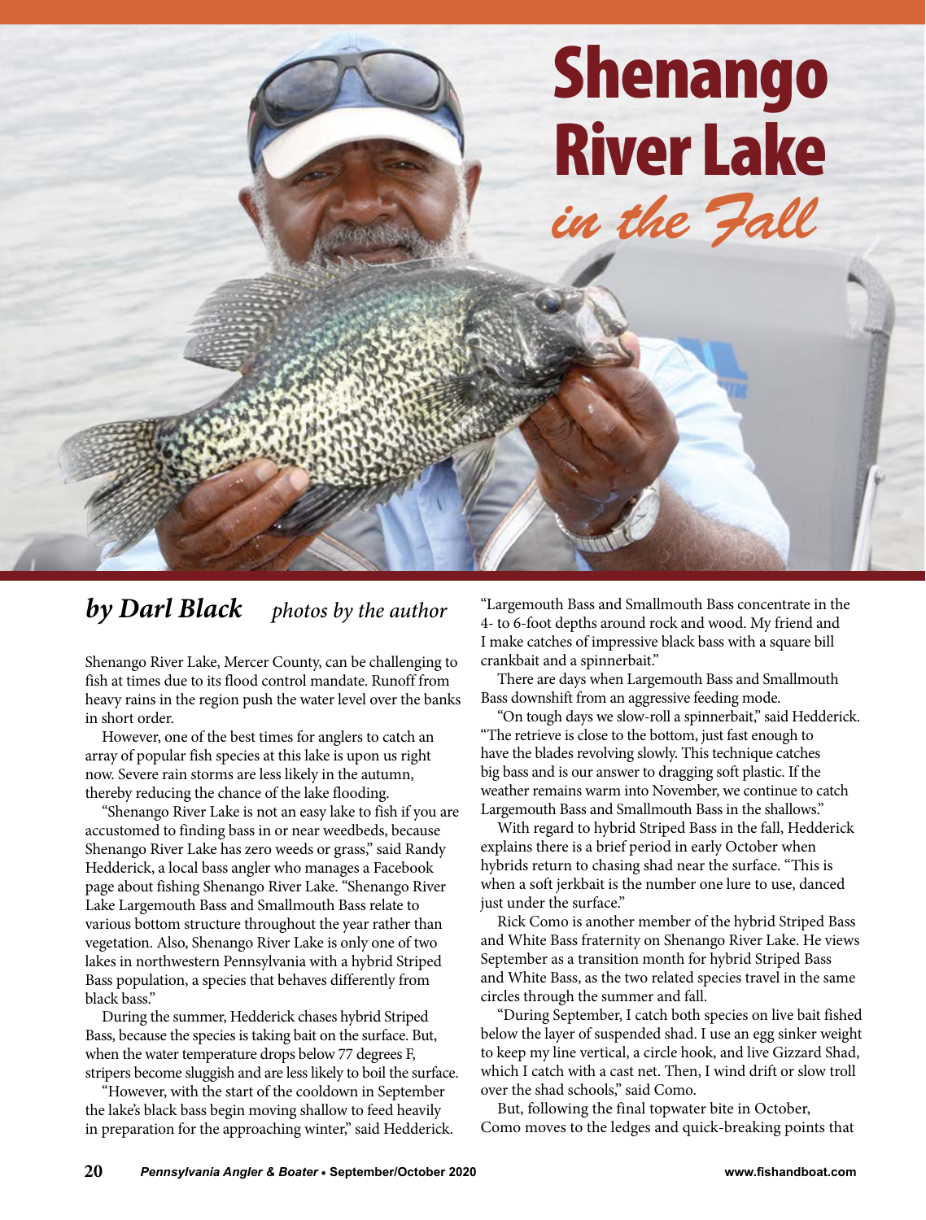# Shenango River Lake *in the Fall*

***by Darl Black*** *photos by the author*

Shenango River Lake, Mercer County, can be challenging to fish at times due to its flood control mandate. Runoff from heavy rains in the region push the water level over the banks in short order.

However, one of the best times for anglers to catch an array of popular fish species at this lake is upon us right now. Severe rain storms are less likely in the autumn, thereby reducing the chance of the lake flooding.

"Shenango River Lake is not an easy lake to fish if you are accustomed to finding bass in or near weedbeds, because Shenango River Lake has zero weeds or grass," said Randy Hedderick, a local bass angler who manages a Facebook page about fishing Shenango River Lake. "Shenango River Lake Largemouth Bass and Smallmouth Bass relate to various bottom structure throughout the year rather than vegetation. Also, Shenango River Lake is only one of two lakes in northwestern Pennsylvania with a hybrid Striped Bass population, a species that behaves differently from black bass."

During the summer, Hedderick chases hybrid Striped Bass, because the species is taking bait on the surface. But, when the water temperature drops below 77 degrees F, stripers become sluggish and are less likely to boil the surface.

"However, with the start of the cooldown in September the lake's black bass begin moving shallow to feed heavily in preparation for the approaching winter," said Hedderick. "Largemouth Bass and Smallmouth Bass concentrate in the 4- to 6-foot depths around rock and wood. My friend and I make catches of impressive black bass with a square bill crankbait and a spinnerbait."

There are days when Largemouth Bass and Smallmouth Bass downshift from an aggressive feeding mode.

"On tough days we slow-roll a spinnerbait," said Hedderick. "The retrieve is close to the bottom, just fast enough to have the blades revolving slowly. This technique catches big bass and is our answer to dragging soft plastic. If the weather remains warm into November, we continue to catch Largemouth Bass and Smallmouth Bass in the shallows."

With regard to hybrid Striped Bass in the fall, Hedderick explains there is a brief period in early October when hybrids return to chasing shad near the surface. "This is when a soft jerkbait is the number one lure to use, danced just under the surface."

Rick Como is another member of the hybrid Striped Bass and White Bass fraternity on Shenango River Lake. He views September as a transition month for hybrid Striped Bass and White Bass, as the two related species travel in the same circles through the summer and fall.

"During September, I catch both species on live bait fished below the layer of suspended shad. I use an egg sinker weight to keep my line vertical, a circle hook, and live Gizzard Shad, which I catch with a cast net. Then, I wind drift or slow troll over the shad schools," said Como.

But, following the final topwater bite in October, Como moves to the ledges and quick-breaking points that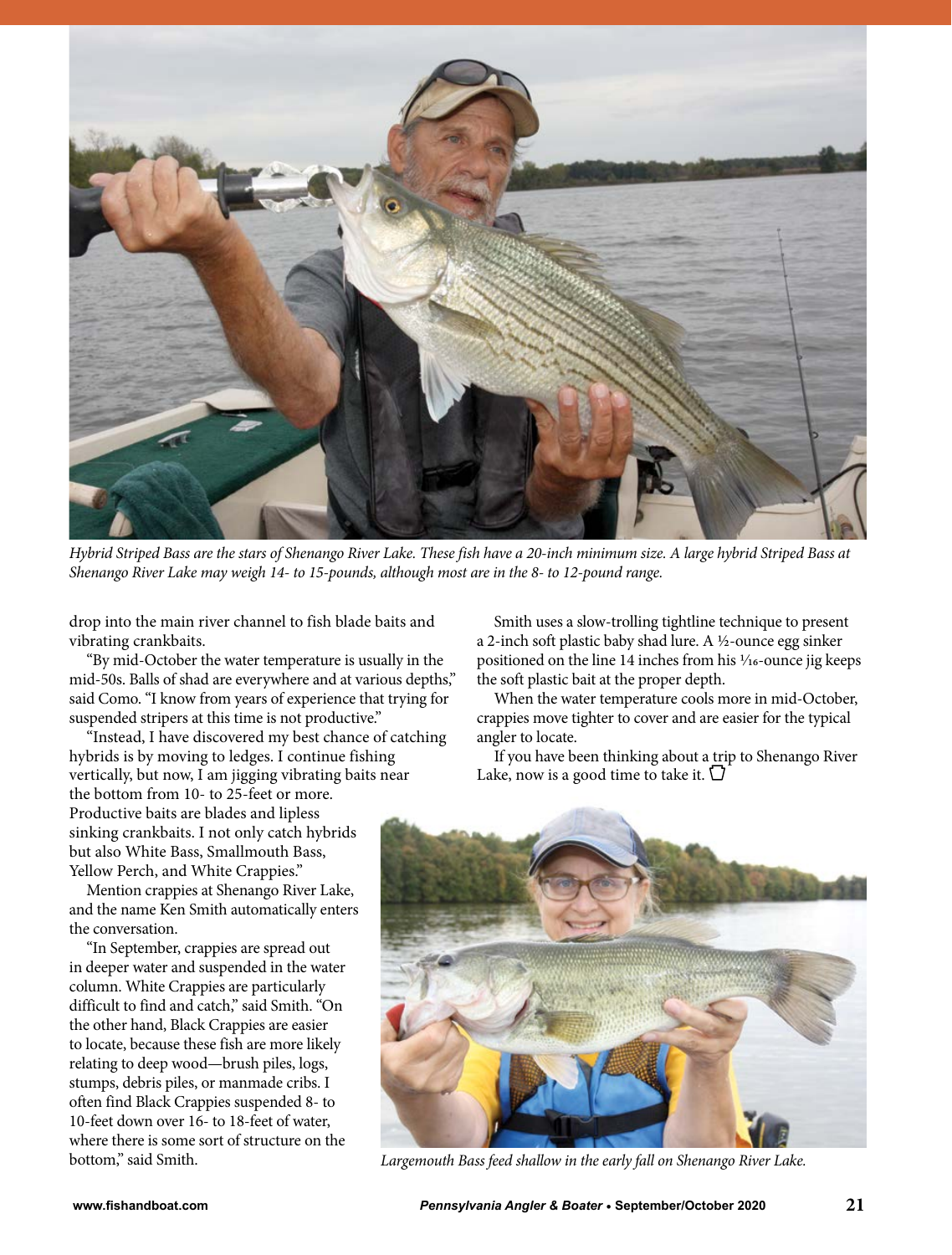*Hybrid Striped Bass are the stars of Shenango River Lake. These fish have a 20-inch minimum size. A large hybrid Striped Bass at Shenango River Lake may weigh 14- to 15-pounds, although most are in the 8- to 12-pound range.*

drop into the main river channel to fish blade baits and vibrating crankbaits.

"By mid-October the water temperature is usually in the mid-50s. Balls of shad are everywhere and at various depths," said Como. "I know from years of experience that trying for suspended stripers at this time is not productive."

"Instead, I have discovered my best chance of catching hybrids is by moving to ledges. I continue fishing vertically, but now, I am jigging vibrating baits near the bottom from 10- to 25-feet or more. Productive baits are blades and lipless sinking crankbaits. I not only catch hybrids but also White Bass, Smallmouth Bass, Yellow Perch, and White Crappies."

Mention crappies at Shenango River Lake, and the name Ken Smith automatically enters the conversation.

"In September, crappies are spread out in deeper water and suspended in the water column. White Crappies are particularly difficult to find and catch," said Smith. "On the other hand, Black Crappies are easier to locate, because these fish are more likely relating to deep wood—brush piles, logs, stumps, debris piles, or manmade cribs. I often find Black Crappies suspended 8- to 10-feet down over 16- to 18-feet of water, where there is some sort of structure on the bottom," said Smith.

Smith uses a slow-trolling tightline technique to present a 2-inch soft plastic baby shad lure. A ½-ounce egg sinker positioned on the line 14 inches from his 1/16-ounce jig keeps the soft plastic bait at the proper depth.

When the water temperature cools more in mid-October, crappies move tighter to cover and are easier for the typical angler to locate.

If you have been thinking about a trip to Shenango River Lake, now is a good time to take it.

*Largemouth Bass feed shallow in the early fall on Shenango River Lake.*